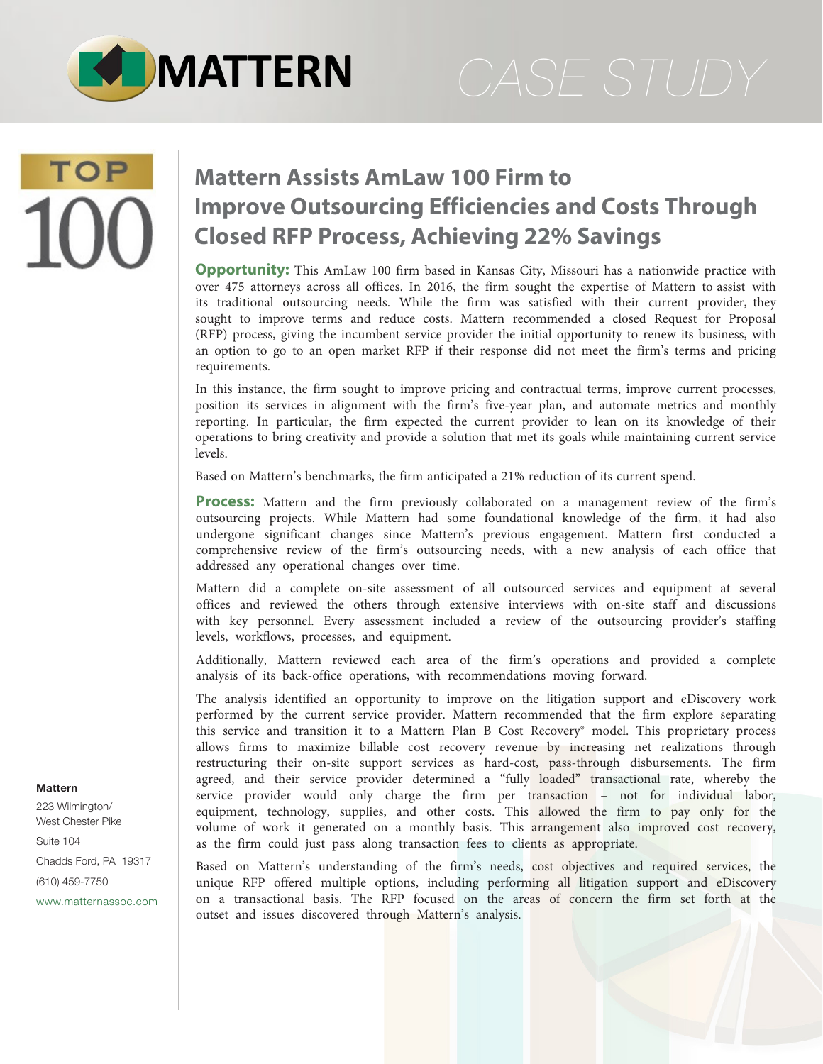# Mattern Assists AmLaw 100 Firm to Improve Outsourcing Efficiencies and Costs Through Closed RFP Process, Achieving 22% Savings

**Opportunity:** This AmLaw 100 firm based in Kansas City, Missouri has a nationwide practice with over 475 attorneys across all offices. In 2016, the firm sought the expertise of Mattern to assist with its traditional outsourcing needs. While the firm was satisfied with their current provider, they sought to improve terms and reduce costs. Mattern recommended a closed Request for Proposal (RFP) process, giving the incumbent service provider the initial opportunity to renew its business, with an option to go to an open market RFP if their response did not meet the firm's terms and pricing requirements.

In this instance, the firm sought to improve pricing and contractual terms, improve current processes, position its services in alignment with the firm's five-year plan, and automate metrics and monthly reporting. In particular, the firm expected the current provider to lean on its knowledge of their operations to bring creativity and provide a solution that met its goals while maintaining current service levels.

Based on Mattern's benchmarks, the firm anticipated a 21% reduction of its current spend.

**Process:** Mattern and the firm previously collaborated on a management review of the firm's outsourcing projects. While Mattern had some foundational knowledge of the firm, it had also undergone significant changes since Mattern's previous engagement. Mattern first conducted a comprehensive review of the firm's outsourcing needs, with a new analysis of each office that addressed any operational changes over time.

Mattern did a complete on-site assessment of all outsourced services and equipment at several offices and reviewed the others through extensive interviews with on-site staff and discussions with key personnel. Every assessment included a review of the outsourcing provider's staffing levels, workflows, processes, and equipment.

Additionally, Mattern reviewed each area of the firm's operations and provided a complete analysis of its back-office operations, with recommendations moving forward.

The analysis identified an opportunity to improve on the litigation support and eDiscovery work performed by the current service provider. Mattern recommended that the firm explore separating this service and transition it to a Mattern Plan B Cost Recovery® model. This proprietary process allows firms to maximize billable cost recovery revenue by increasing net realizations through restructuring their on-site support services as hard-cost, pass-through disbursements. The firm agreed, and their service provider determined a "fully loaded" transactional rate, whereby the service provider would only charge the firm per transaction – not for individual labor, equipment, technology, supplies, and other costs. This allowed the firm to pay only for the volume of work it generated on a monthly basis. This arrangement also improved cost recovery, as the firm could just pass along transaction fees to clients as appropriate.

Based on Mattern's understanding of the firm's needs, cost objectives and required services, the unique RFP offered multiple options, including performing all litigation support and eDiscovery on a transactional basis. The RFP focused on the areas of concern the firm set forth at the outset and issues discovered through Mattern's analysis.

**Mattern**
223 Wilmington/
West Chester Pike
Suite 104
Chadds Ford, PA 19317
(610) 459-7750
www.matternassoc.com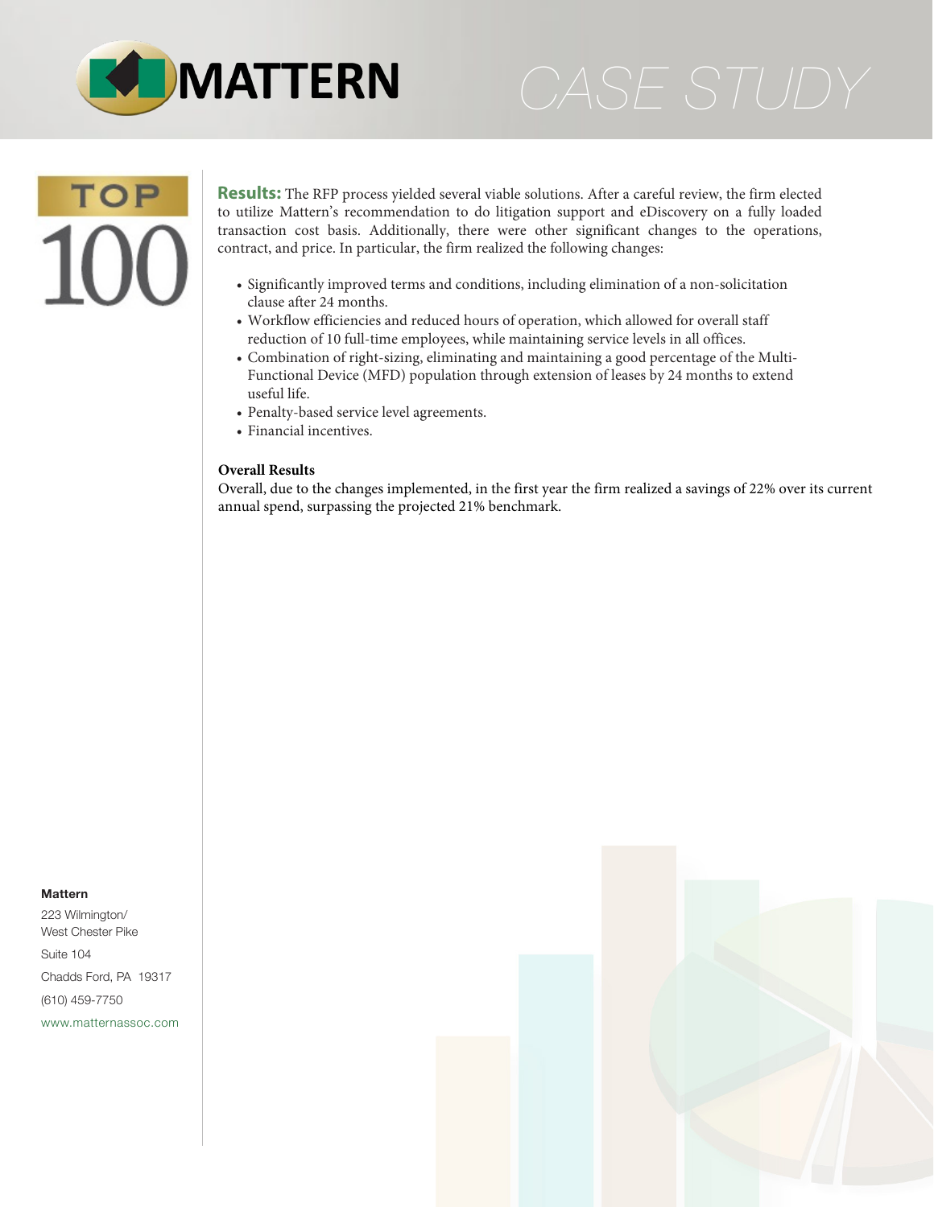# MATTERN

CASE STUDY

TOP 100

**Results:** The RFP process yielded several viable solutions. After a careful review, the firm elected to utilize Mattern's recommendation to do litigation support and eDiscovery on a fully loaded transaction cost basis. Additionally, there were other significant changes to the operations, contract, and price. In particular, the firm realized the following changes:

- Significantly improved terms and conditions, including elimination of a non-solicitation clause after 24 months.
- Workflow efficiencies and reduced hours of operation, which allowed for overall staff reduction of 10 full-time employees, while maintaining service levels in all offices.
- Combination of right-sizing, eliminating and maintaining a good percentage of the Multi-Functional Device (MFD) population through extension of leases by 24 months to extend useful life.
- Penalty-based service level agreements.
- Financial incentives.

**Overall Results**

Overall, due to the changes implemented, in the first year the firm realized a savings of 22% over its current annual spend, surpassing the projected 21% benchmark.

**Mattern**
223 Wilmington/
West Chester Pike
Suite 104
Chadds Ford, PA 19317
(610) 459-7750
www.matternassoc.com